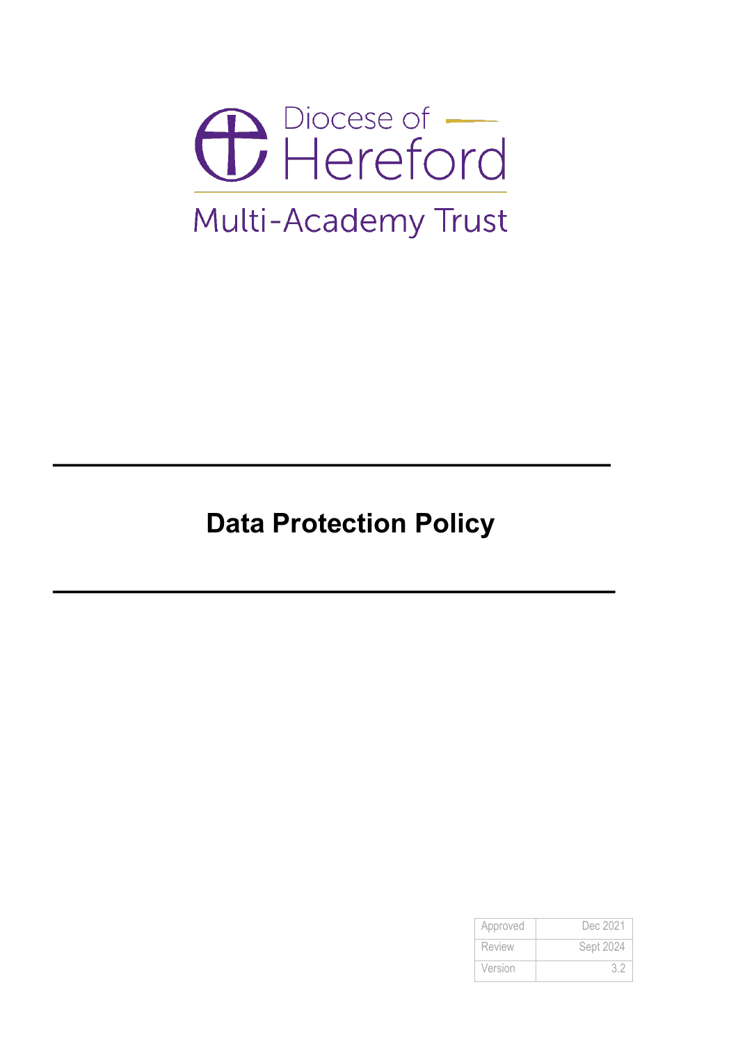Diocese of Hereford

Multi-Academy Trust

# Data Protection Policy

| Approved | Dec 2021 |
|---|---|
| Review | Sept 2024 |
| Version | 3.2 |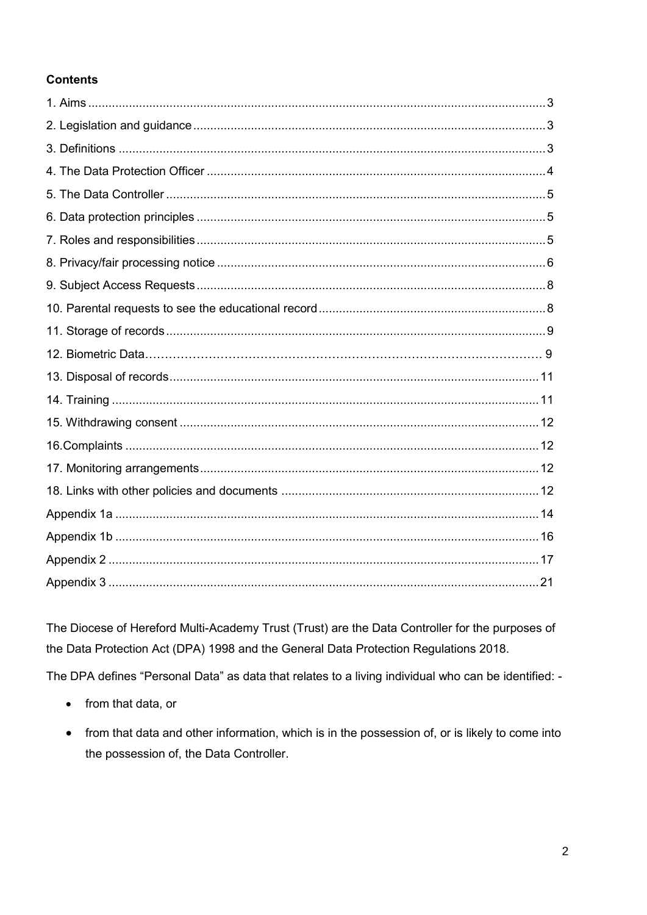**Contents**

| | |
|---|---|
| 1. Aims | 3 |
| 2. Legislation and guidance | 3 |
| 3. Definitions | 3 |
| 4. The Data Protection Officer | 4 |
| 5. The Data Controller | 5 |
| 6. Data protection principles | 5 |
| 7. Roles and responsibilities | 5 |
| 8. Privacy/fair processing notice | 6 |
| 9. Subject Access Requests | 8 |
| 10. Parental requests to see the educational record | 8 |
| 11. Storage of records | 9 |
| 12. Biometric Data | 9 |
| 13. Disposal of records | 11 |
| 14. Training | 11 |
| 15. Withdrawing consent | 12 |
| 16.Complaints | 12 |
| 17. Monitoring arrangements | 12 |
| 18. Links with other policies and documents | 12 |
| Appendix 1a | 14 |
| Appendix 1b | 16 |
| Appendix 2 | 17 |
| Appendix 3 | 21 |

The Diocese of Hereford Multi-Academy Trust (Trust) are the Data Controller for the purposes of the Data Protection Act (DPA) 1998 and the General Data Protection Regulations 2018.

The DPA defines "Personal Data" as data that relates to a living individual who can be identified: -

- from that data, or
- from that data and other information, which is in the possession of, or is likely to come into the possession of, the Data Controller.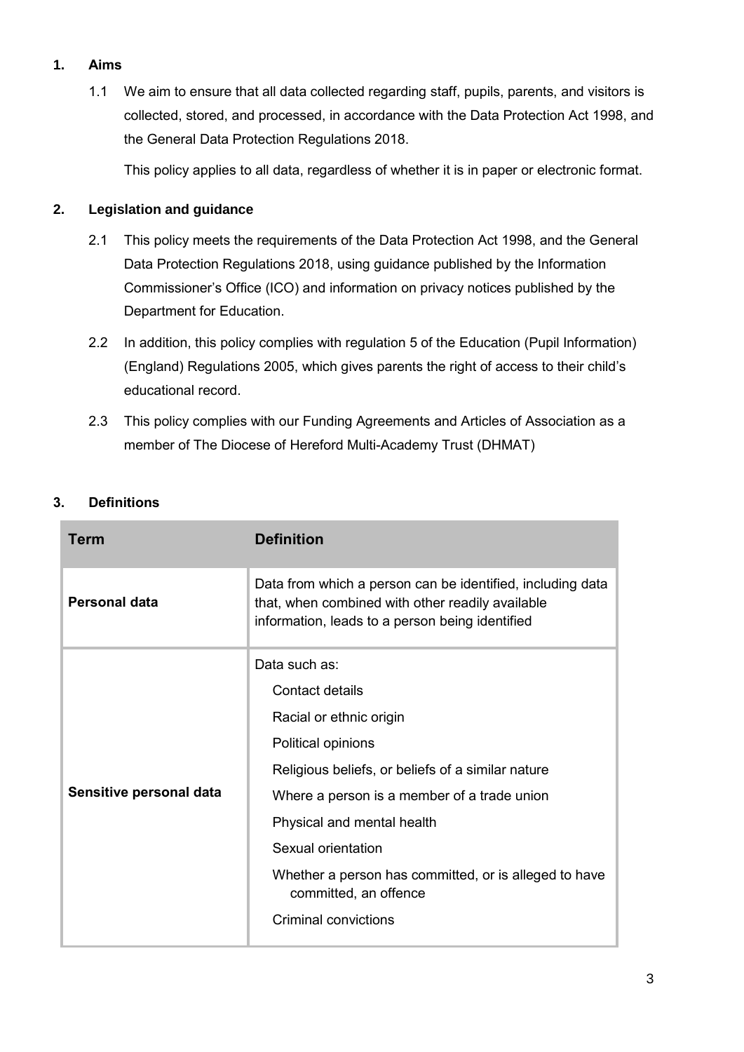## 1. Aims

1.1 We aim to ensure that all data collected regarding staff, pupils, parents, and visitors is collected, stored, and processed, in accordance with the Data Protection Act 1998, and the General Data Protection Regulations 2018.

This policy applies to all data, regardless of whether it is in paper or electronic format.

## 2. Legislation and guidance

2.1 This policy meets the requirements of the Data Protection Act 1998, and the General Data Protection Regulations 2018, using guidance published by the Information Commissioner's Office (ICO) and information on privacy notices published by the Department for Education.

2.2 In addition, this policy complies with regulation 5 of the Education (Pupil Information) (England) Regulations 2005, which gives parents the right of access to their child's educational record.

2.3 This policy complies with our Funding Agreements and Articles of Association as a member of The Diocese of Hereford Multi-Academy Trust (DHMAT)

## 3. Definitions

| Term | Definition |
| --- | --- |
| **Personal data** | Data from which a person can be identified, including data that, when combined with other readily available information, leads to a person being identified |
| **Sensitive personal data** | Data such as:<br>Contact details<br>Racial or ethnic origin<br>Political opinions<br>Religious beliefs, or beliefs of a similar nature<br>Where a person is a member of a trade union<br>Physical and mental health<br>Sexual orientation<br>Whether a person has committed, or is alleged to have committed, an offence<br>Criminal convictions |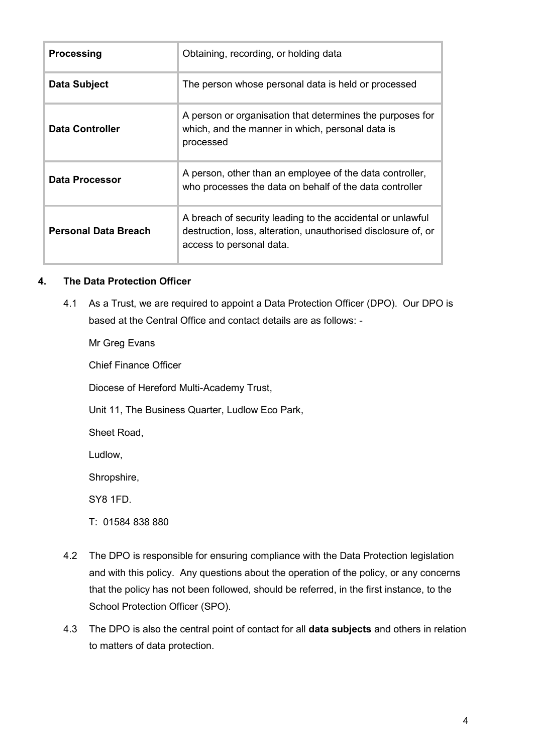| | |
|---|---|
| **Processing** | Obtaining, recording, or holding data |
| **Data Subject** | The person whose personal data is held or processed |
| **Data Controller** | A person or organisation that determines the purposes for which, and the manner in which, personal data is processed |
| **Data Processor** | A person, other than an employee of the data controller, who processes the data on behalf of the data controller |
| **Personal Data Breach** | A breach of security leading to the accidental or unlawful destruction, loss, alteration, unauthorised disclosure of, or access to personal data. |

**4. The Data Protection Officer**

4.1 As a Trust, we are required to appoint a Data Protection Officer (DPO). Our DPO is based at the Central Office and contact details are as follows: -

Mr Greg Evans

Chief Finance Officer

Diocese of Hereford Multi-Academy Trust,

Unit 11, The Business Quarter, Ludlow Eco Park,

Sheet Road,

Ludlow,

Shropshire,

SY8 1FD.

T: 01584 838 880

4.2 The DPO is responsible for ensuring compliance with the Data Protection legislation and with this policy. Any questions about the operation of the policy, or any concerns that the policy has not been followed, should be referred, in the first instance, to the School Protection Officer (SPO).

4.3 The DPO is also the central point of contact for all **data subjects** and others in relation to matters of data protection.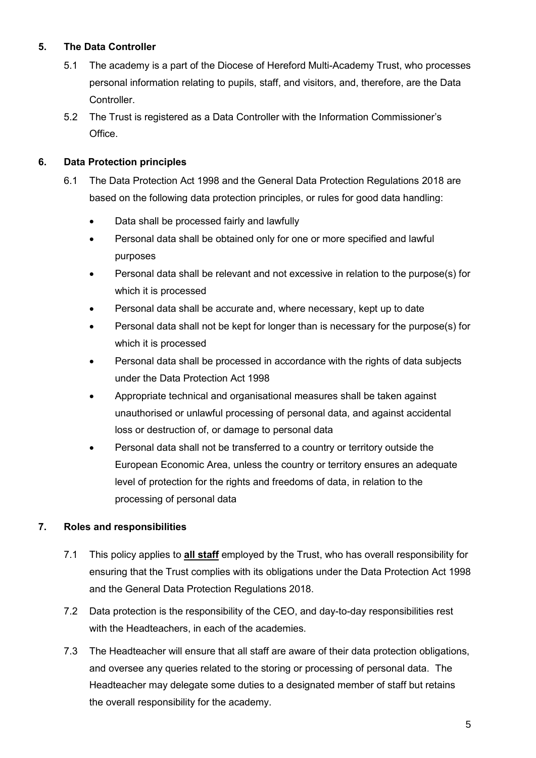## 5. The Data Controller

5.1 The academy is a part of the Diocese of Hereford Multi-Academy Trust, who processes personal information relating to pupils, staff, and visitors, and, therefore, are the Data Controller.

5.2 The Trust is registered as a Data Controller with the Information Commissioner's Office.

## 6. Data Protection principles

6.1 The Data Protection Act 1998 and the General Data Protection Regulations 2018 are based on the following data protection principles, or rules for good data handling:

- Data shall be processed fairly and lawfully
- Personal data shall be obtained only for one or more specified and lawful purposes
- Personal data shall be relevant and not excessive in relation to the purpose(s) for which it is processed
- Personal data shall be accurate and, where necessary, kept up to date
- Personal data shall not be kept for longer than is necessary for the purpose(s) for which it is processed
- Personal data shall be processed in accordance with the rights of data subjects under the Data Protection Act 1998
- Appropriate technical and organisational measures shall be taken against unauthorised or unlawful processing of personal data, and against accidental loss or destruction of, or damage to personal data
- Personal data shall not be transferred to a country or territory outside the European Economic Area, unless the country or territory ensures an adequate level of protection for the rights and freedoms of data, in relation to the processing of personal data

## 7. Roles and responsibilities

7.1 This policy applies to **all staff** employed by the Trust, who has overall responsibility for ensuring that the Trust complies with its obligations under the Data Protection Act 1998 and the General Data Protection Regulations 2018.

7.2 Data protection is the responsibility of the CEO, and day-to-day responsibilities rest with the Headteachers, in each of the academies.

7.3 The Headteacher will ensure that all staff are aware of their data protection obligations, and oversee any queries related to the storing or processing of personal data. The Headteacher may delegate some duties to a designated member of staff but retains the overall responsibility for the academy.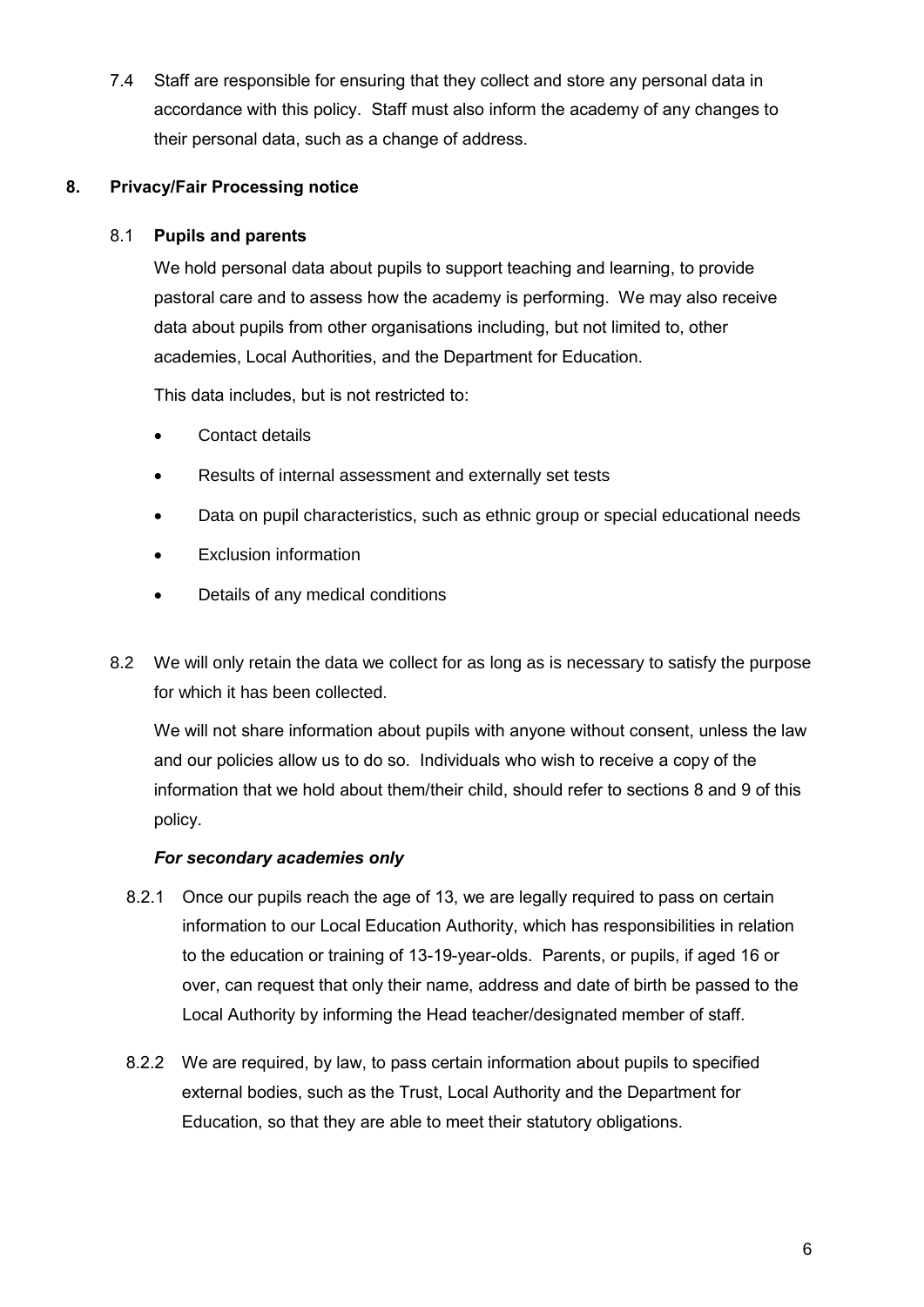7.4 Staff are responsible for ensuring that they collect and store any personal data in accordance with this policy. Staff must also inform the academy of any changes to their personal data, such as a change of address.

## 8. Privacy/Fair Processing notice

### 8.1 Pupils and parents

We hold personal data about pupils to support teaching and learning, to provide pastoral care and to assess how the academy is performing. We may also receive data about pupils from other organisations including, but not limited to, other academies, Local Authorities, and the Department for Education.

This data includes, but is not restricted to:

- Contact details
- Results of internal assessment and externally set tests
- Data on pupil characteristics, such as ethnic group or special educational needs
- Exclusion information
- Details of any medical conditions

8.2 We will only retain the data we collect for as long as is necessary to satisfy the purpose for which it has been collected.

We will not share information about pupils with anyone without consent, unless the law and our policies allow us to do so. Individuals who wish to receive a copy of the information that we hold about them/their child, should refer to sections 8 and 9 of this policy.

***For secondary academies only***

8.2.1 Once our pupils reach the age of 13, we are legally required to pass on certain information to our Local Education Authority, which has responsibilities in relation to the education or training of 13-19-year-olds. Parents, or pupils, if aged 16 or over, can request that only their name, address and date of birth be passed to the Local Authority by informing the Head teacher/designated member of staff.

8.2.2 We are required, by law, to pass certain information about pupils to specified external bodies, such as the Trust, Local Authority and the Department for Education, so that they are able to meet their statutory obligations.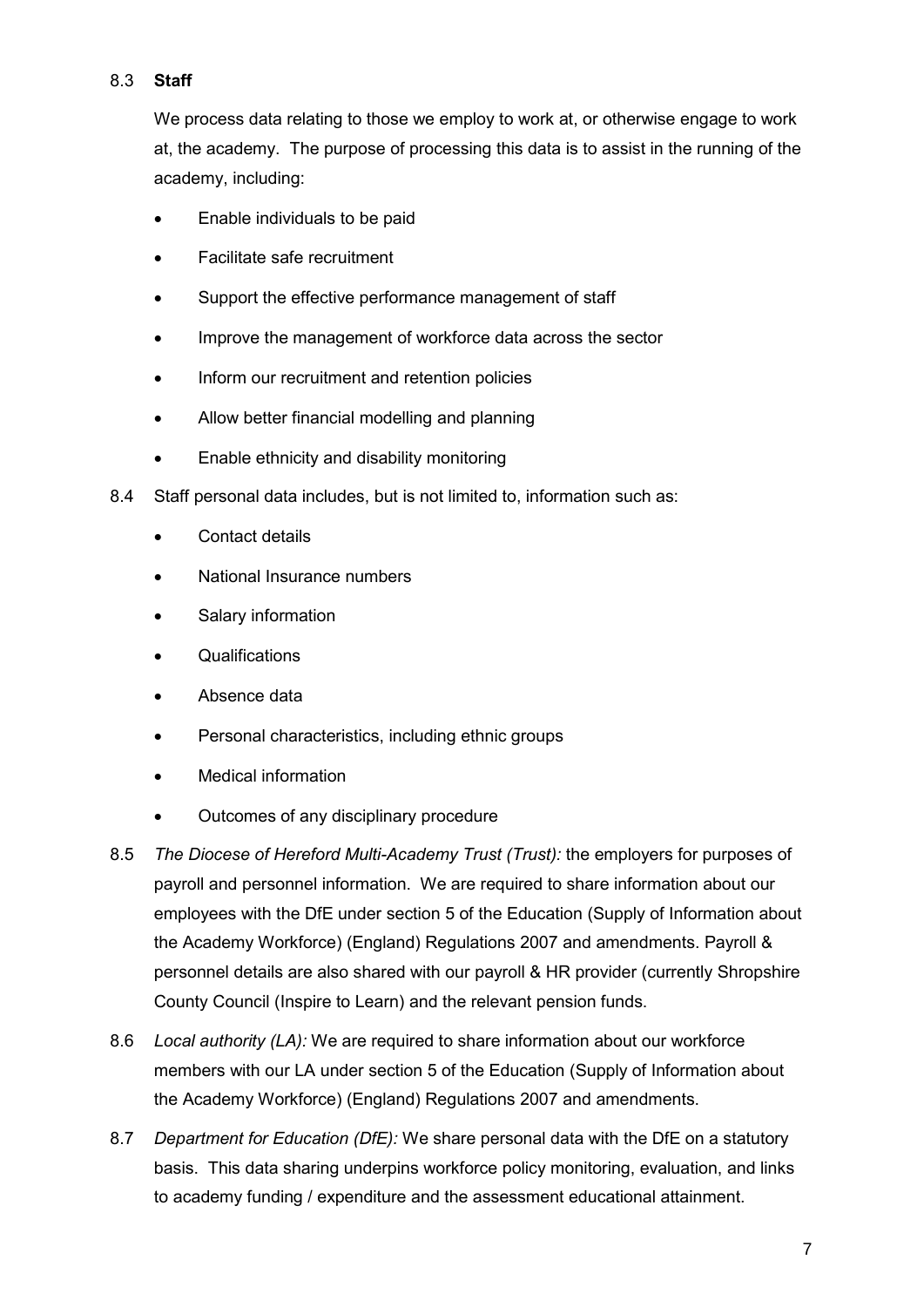8.3 **Staff**

We process data relating to those we employ to work at, or otherwise engage to work at, the academy. The purpose of processing this data is to assist in the running of the academy, including:

- Enable individuals to be paid
- Facilitate safe recruitment
- Support the effective performance management of staff
- Improve the management of workforce data across the sector
- Inform our recruitment and retention policies
- Allow better financial modelling and planning
- Enable ethnicity and disability monitoring

8.4 Staff personal data includes, but is not limited to, information such as:

- Contact details
- National Insurance numbers
- Salary information
- Qualifications
- Absence data
- Personal characteristics, including ethnic groups
- Medical information
- Outcomes of any disciplinary procedure

8.5 *The Diocese of Hereford Multi-Academy Trust (Trust):* the employers for purposes of payroll and personnel information. We are required to share information about our employees with the DfE under section 5 of the Education (Supply of Information about the Academy Workforce) (England) Regulations 2007 and amendments. Payroll & personnel details are also shared with our payroll & HR provider (currently Shropshire County Council (Inspire to Learn) and the relevant pension funds.

8.6 *Local authority (LA):* We are required to share information about our workforce members with our LA under section 5 of the Education (Supply of Information about the Academy Workforce) (England) Regulations 2007 and amendments.

8.7 *Department for Education (DfE):* We share personal data with the DfE on a statutory basis. This data sharing underpins workforce policy monitoring, evaluation, and links to academy funding / expenditure and the assessment educational attainment.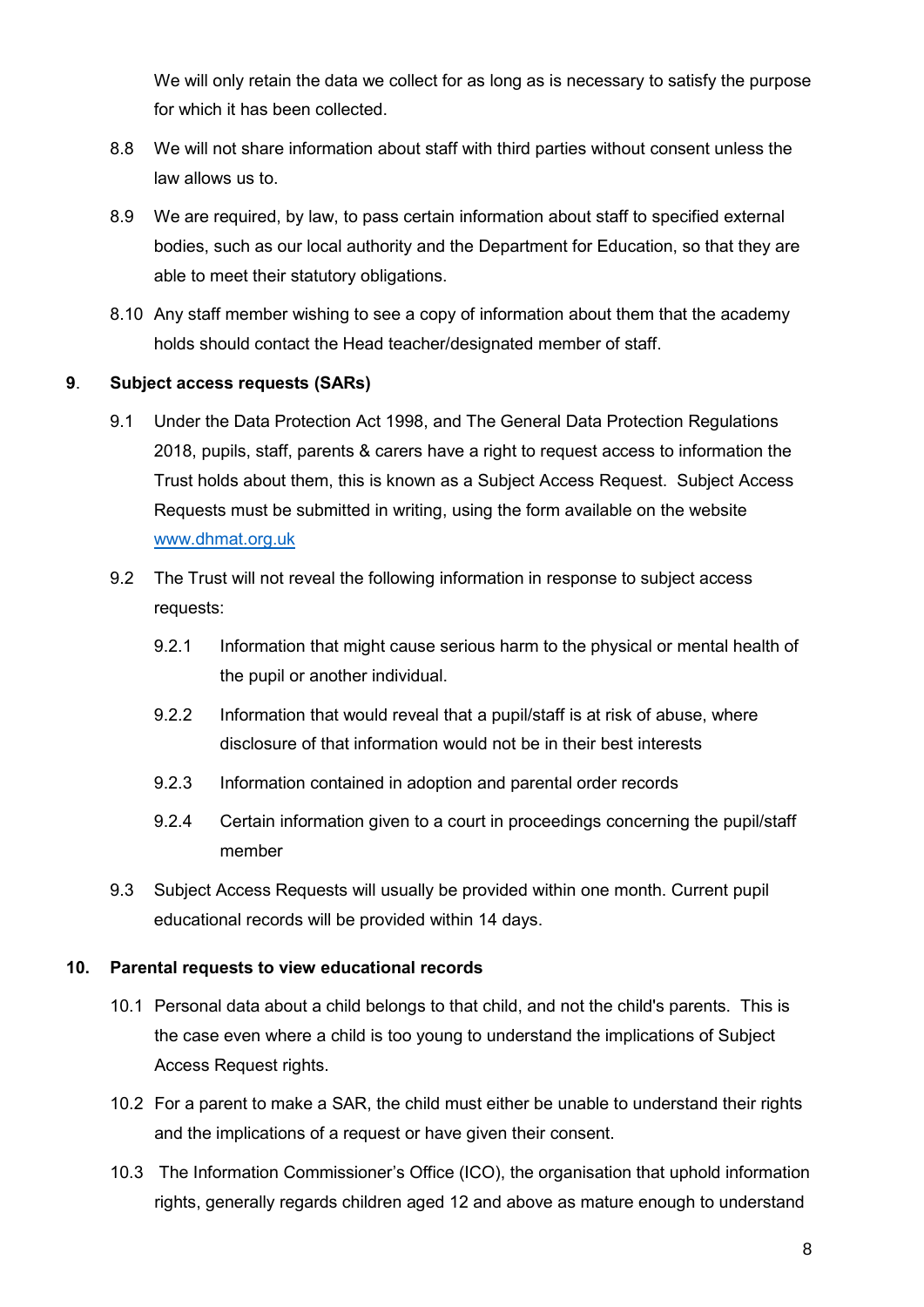We will only retain the data we collect for as long as is necessary to satisfy the purpose for which it has been collected.

8.8 We will not share information about staff with third parties without consent unless the law allows us to.

8.9 We are required, by law, to pass certain information about staff to specified external bodies, such as our local authority and the Department for Education, so that they are able to meet their statutory obligations.

8.10 Any staff member wishing to see a copy of information about them that the academy holds should contact the Head teacher/designated member of staff.

## 9. Subject access requests (SARs)

9.1 Under the Data Protection Act 1998, and The General Data Protection Regulations 2018, pupils, staff, parents & carers have a right to request access to information the Trust holds about them, this is known as a Subject Access Request. Subject Access Requests must be submitted in writing, using the form available on the website [www.dhmat.org.uk](http://www.dhmat.org.uk)

9.2 The Trust will not reveal the following information in response to subject access requests:

9.2.1 Information that might cause serious harm to the physical or mental health of the pupil or another individual.

9.2.2 Information that would reveal that a pupil/staff is at risk of abuse, where disclosure of that information would not be in their best interests

9.2.3 Information contained in adoption and parental order records

9.2.4 Certain information given to a court in proceedings concerning the pupil/staff member

9.3 Subject Access Requests will usually be provided within one month. Current pupil educational records will be provided within 14 days.

## 10. Parental requests to view educational records

10.1 Personal data about a child belongs to that child, and not the child's parents. This is the case even where a child is too young to understand the implications of Subject Access Request rights.

10.2 For a parent to make a SAR, the child must either be unable to understand their rights and the implications of a request or have given their consent.

10.3 The Information Commissioner's Office (ICO), the organisation that uphold information rights, generally regards children aged 12 and above as mature enough to understand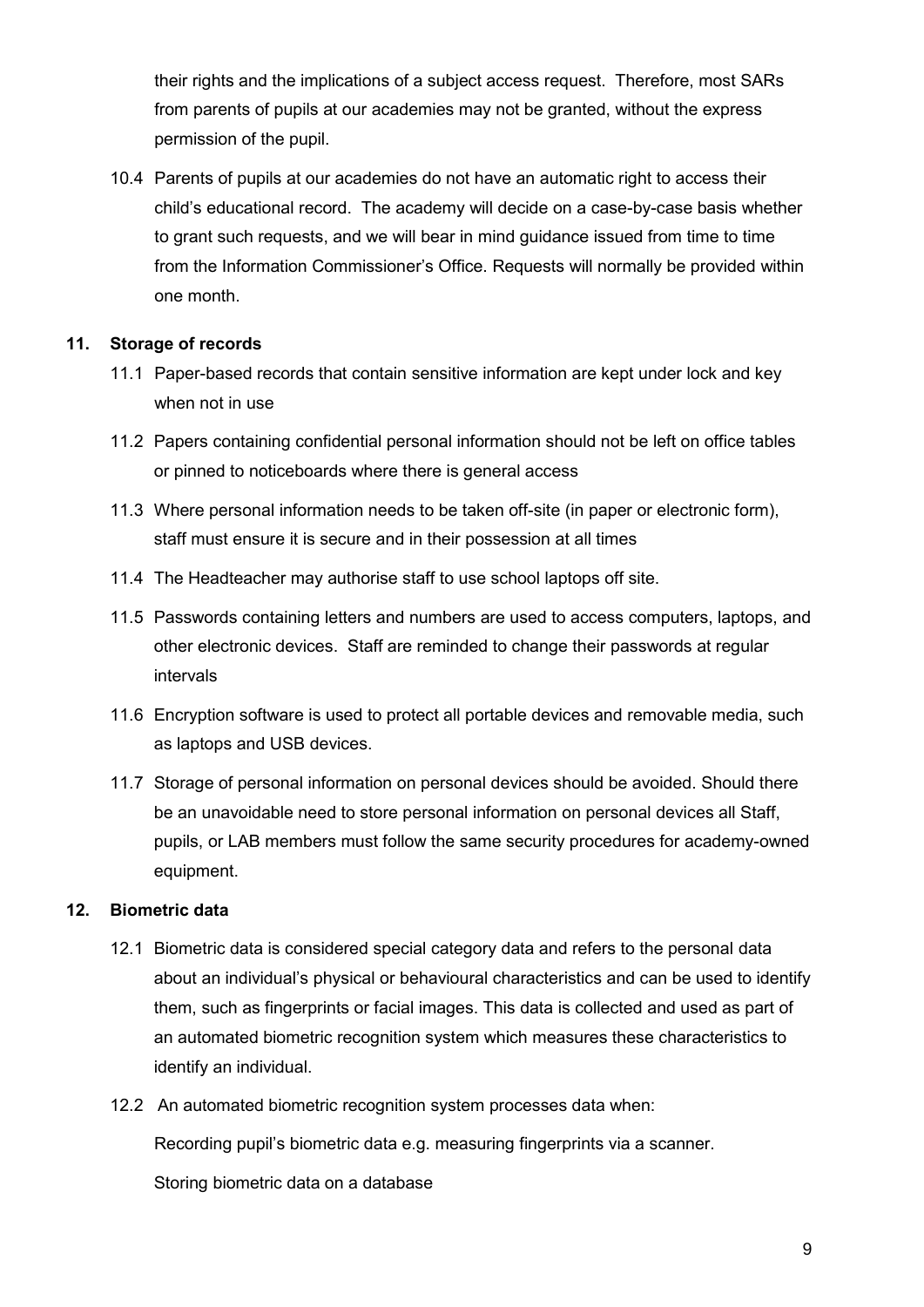their rights and the implications of a subject access request. Therefore, most SARs from parents of pupils at our academies may not be granted, without the express permission of the pupil.

10.4 Parents of pupils at our academies do not have an automatic right to access their child's educational record. The academy will decide on a case-by-case basis whether to grant such requests, and we will bear in mind guidance issued from time to time from the Information Commissioner's Office. Requests will normally be provided within one month.

## 11. Storage of records

11.1 Paper-based records that contain sensitive information are kept under lock and key when not in use

11.2 Papers containing confidential personal information should not be left on office tables or pinned to noticeboards where there is general access

11.3 Where personal information needs to be taken off-site (in paper or electronic form), staff must ensure it is secure and in their possession at all times

11.4 The Headteacher may authorise staff to use school laptops off site.

11.5 Passwords containing letters and numbers are used to access computers, laptops, and other electronic devices. Staff are reminded to change their passwords at regular intervals

11.6 Encryption software is used to protect all portable devices and removable media, such as laptops and USB devices.

11.7 Storage of personal information on personal devices should be avoided. Should there be an unavoidable need to store personal information on personal devices all Staff, pupils, or LAB members must follow the same security procedures for academy-owned equipment.

## 12. Biometric data

12.1 Biometric data is considered special category data and refers to the personal data about an individual's physical or behavioural characteristics and can be used to identify them, such as fingerprints or facial images. This data is collected and used as part of an automated biometric recognition system which measures these characteristics to identify an individual.

12.2 An automated biometric recognition system processes data when:

Recording pupil's biometric data e.g. measuring fingerprints via a scanner.

Storing biometric data on a database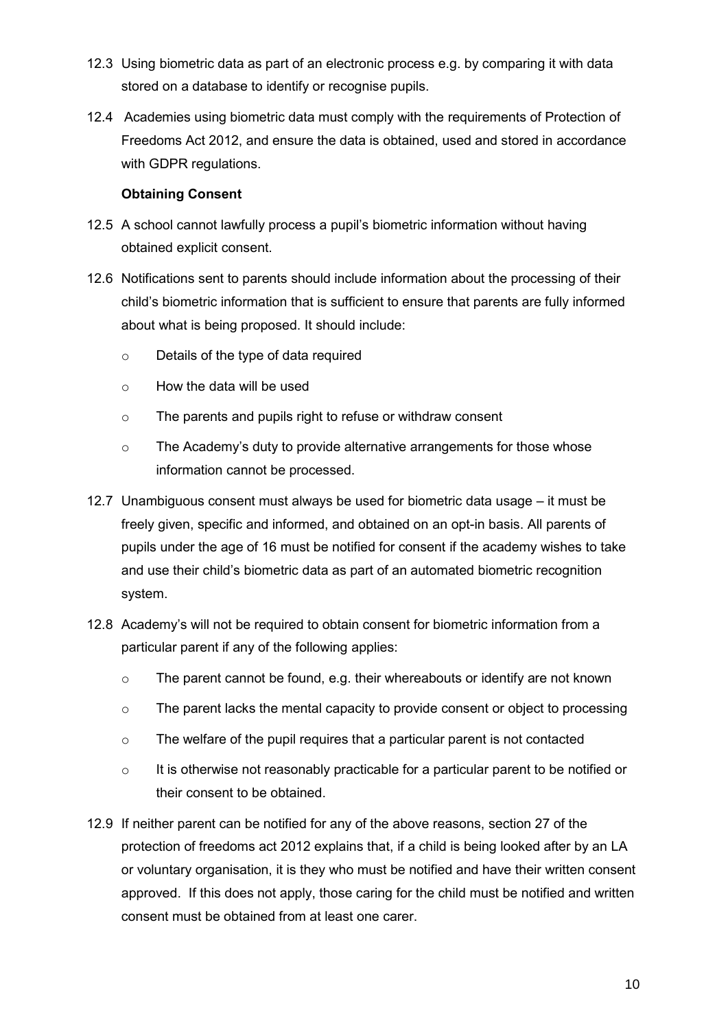12.3 Using biometric data as part of an electronic process e.g. by comparing it with data stored on a database to identify or recognise pupils.

12.4 Academies using biometric data must comply with the requirements of Protection of Freedoms Act 2012, and ensure the data is obtained, used and stored in accordance with GDPR regulations.

**Obtaining Consent**

12.5 A school cannot lawfully process a pupil's biometric information without having obtained explicit consent.

12.6 Notifications sent to parents should include information about the processing of their child's biometric information that is sufficient to ensure that parents are fully informed about what is being proposed. It should include:

- Details of the type of data required
- How the data will be used
- The parents and pupils right to refuse or withdraw consent
- The Academy's duty to provide alternative arrangements for those whose information cannot be processed.

12.7 Unambiguous consent must always be used for biometric data usage – it must be freely given, specific and informed, and obtained on an opt-in basis. All parents of pupils under the age of 16 must be notified for consent if the academy wishes to take and use their child's biometric data as part of an automated biometric recognition system.

12.8 Academy's will not be required to obtain consent for biometric information from a particular parent if any of the following applies:

- The parent cannot be found, e.g. their whereabouts or identify are not known
- The parent lacks the mental capacity to provide consent or object to processing
- The welfare of the pupil requires that a particular parent is not contacted
- It is otherwise not reasonably practicable for a particular parent to be notified or their consent to be obtained.

12.9 If neither parent can be notified for any of the above reasons, section 27 of the protection of freedoms act 2012 explains that, if a child is being looked after by an LA or voluntary organisation, it is they who must be notified and have their written consent approved. If this does not apply, those caring for the child must be notified and written consent must be obtained from at least one carer.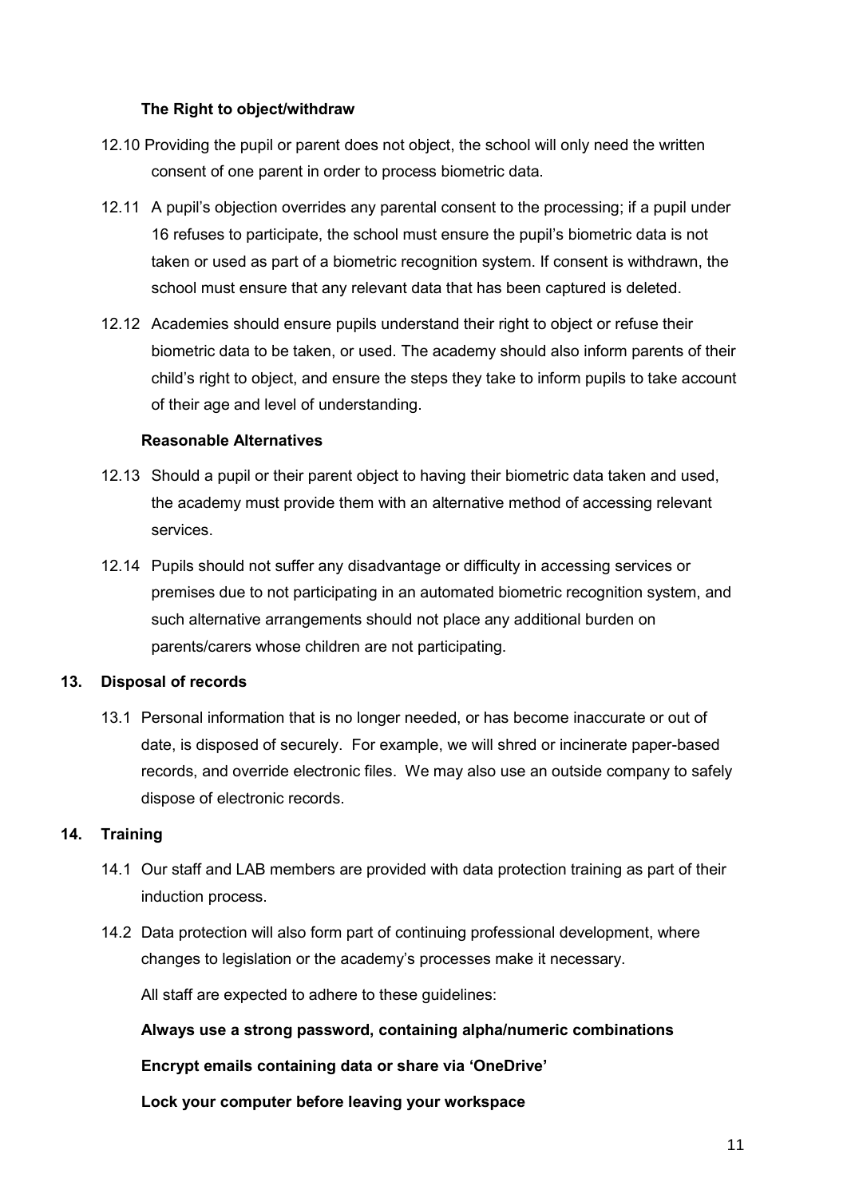**The Right to object/withdraw**

12.10 Providing the pupil or parent does not object, the school will only need the written consent of one parent in order to process biometric data.

12.11 A pupil's objection overrides any parental consent to the processing; if a pupil under 16 refuses to participate, the school must ensure the pupil's biometric data is not taken or used as part of a biometric recognition system. If consent is withdrawn, the school must ensure that any relevant data that has been captured is deleted.

12.12 Academies should ensure pupils understand their right to object or refuse their biometric data to be taken, or used. The academy should also inform parents of their child's right to object, and ensure the steps they take to inform pupils to take account of their age and level of understanding.

**Reasonable Alternatives**

12.13 Should a pupil or their parent object to having their biometric data taken and used, the academy must provide them with an alternative method of accessing relevant services.

12.14 Pupils should not suffer any disadvantage or difficulty in accessing services or premises due to not participating in an automated biometric recognition system, and such alternative arrangements should not place any additional burden on parents/carers whose children are not participating.

## 13. Disposal of records

13.1 Personal information that is no longer needed, or has become inaccurate or out of date, is disposed of securely. For example, we will shred or incinerate paper-based records, and override electronic files. We may also use an outside company to safely dispose of electronic records.

## 14. Training

14.1 Our staff and LAB members are provided with data protection training as part of their induction process.

14.2 Data protection will also form part of continuing professional development, where changes to legislation or the academy's processes make it necessary.

All staff are expected to adhere to these guidelines:

**Always use a strong password, containing alpha/numeric combinations**

**Encrypt emails containing data or share via 'OneDrive'**

**Lock your computer before leaving your workspace**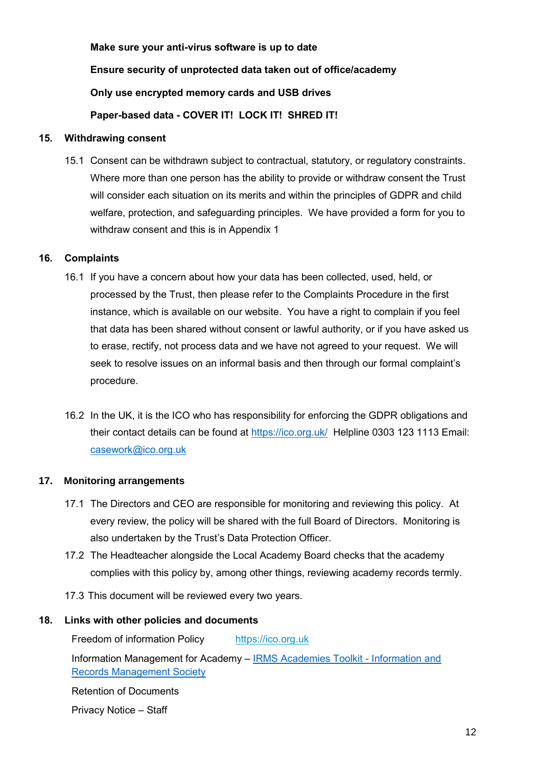**Make sure your anti-virus software is up to date**

**Ensure security of unprotected data taken out of office/academy**

**Only use encrypted memory cards and USB drives**

**Paper-based data - COVER IT! LOCK IT! SHRED IT!**

## 15. Withdrawing consent

15.1 Consent can be withdrawn subject to contractual, statutory, or regulatory constraints. Where more than one person has the ability to provide or withdraw consent the Trust will consider each situation on its merits and within the principles of GDPR and child welfare, protection, and safeguarding principles. We have provided a form for you to withdraw consent and this is in Appendix 1

## 16. Complaints

16.1 If you have a concern about how your data has been collected, used, held, or processed by the Trust, then please refer to the Complaints Procedure in the first instance, which is available on our website. You have a right to complain if you feel that data has been shared without consent or lawful authority, or if you have asked us to erase, rectify, not process data and we have not agreed to your request. We will seek to resolve issues on an informal basis and then through our formal complaint's procedure.

16.2 In the UK, it is the ICO who has responsibility for enforcing the GDPR obligations and their contact details can be found at [https://ico.org.uk/](https://ico.org.uk/) Helpline 0303 123 1113 Email: [casework@ico.org.uk](mailto:casework@ico.org.uk)

## 17. Monitoring arrangements

17.1 The Directors and CEO are responsible for monitoring and reviewing this policy. At every review, the policy will be shared with the full Board of Directors. Monitoring is also undertaken by the Trust's Data Protection Officer.

17.2 The Headteacher alongside the Local Academy Board checks that the academy complies with this policy by, among other things, reviewing academy records termly.

17.3 This document will be reviewed every two years.

## 18. Links with other policies and documents

Freedom of information Policy [https://ico.org.uk](https://ico.org.uk)

Information Management for Academy – [IRMS Academies Toolkit - Information and Records Management Society]()

Retention of Documents

Privacy Notice – Staff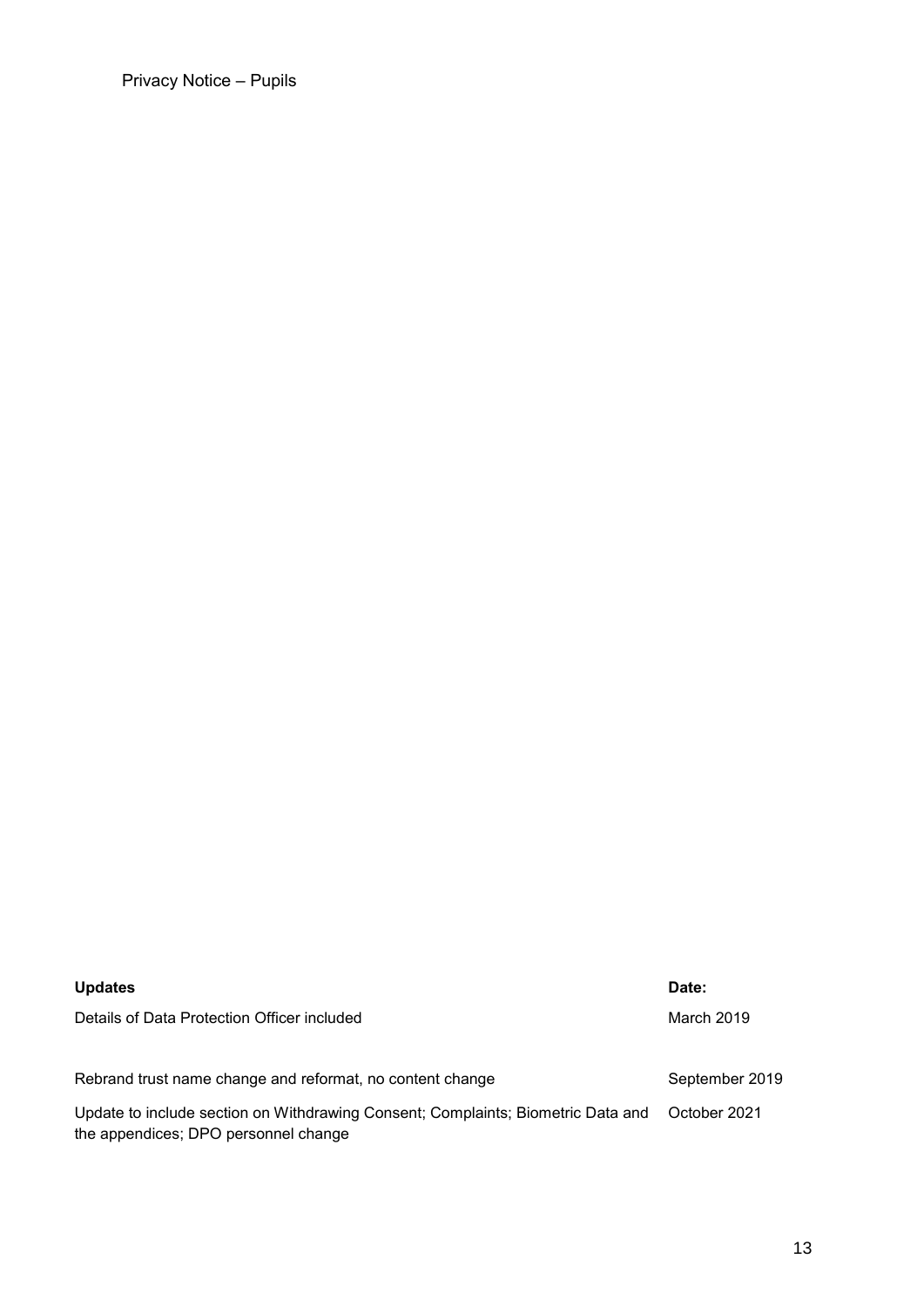Privacy Notice – Pupils

| **Updates** | **Date:** |
| --- | --- |
| Details of Data Protection Officer included | March 2019 |
| Rebrand trust name change and reformat, no content change | September 2019 |
| Update to include section on Withdrawing Consent; Complaints; Biometric Data and the appendices; DPO personnel change | October 2021 |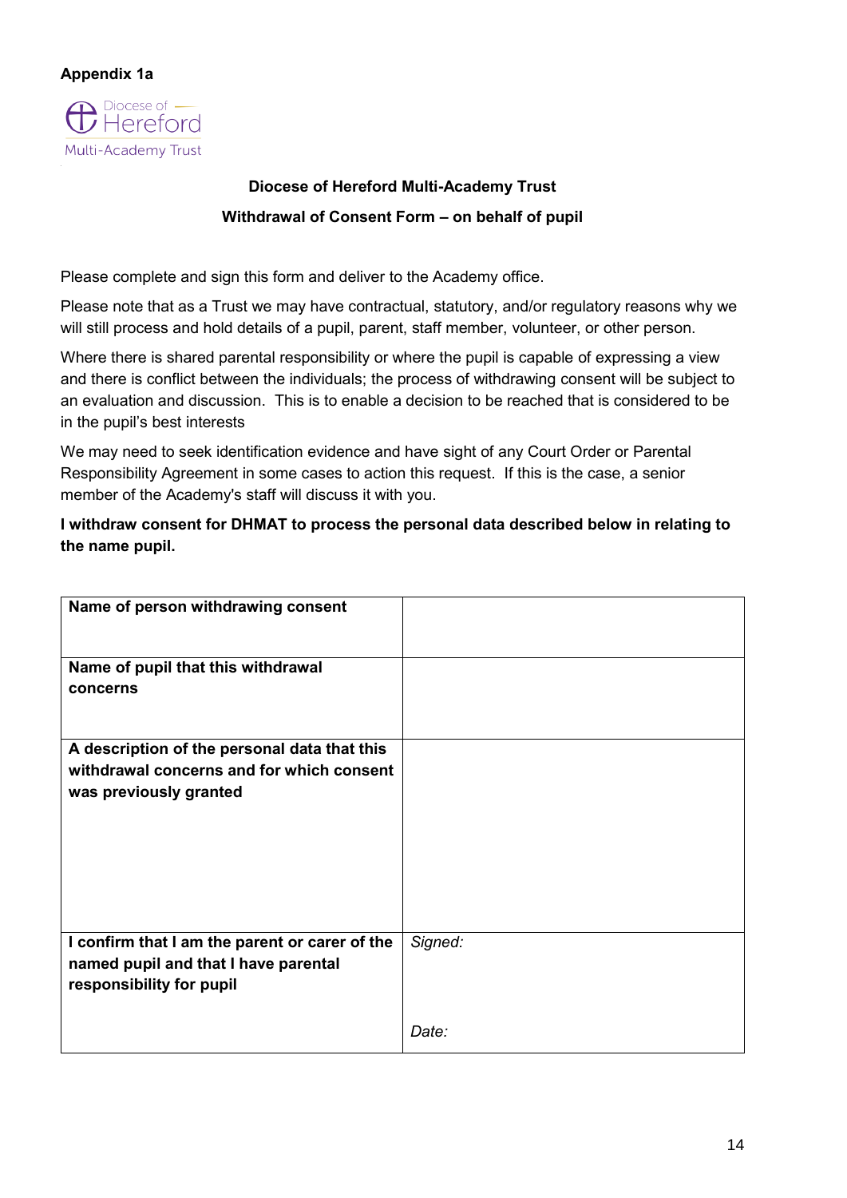**Appendix 1a**

Diocese of Hereford Multi-Academy Trust

## Diocese of Hereford Multi-Academy Trust

## Withdrawal of Consent Form – on behalf of pupil

Please complete and sign this form and deliver to the Academy office.

Please note that as a Trust we may have contractual, statutory, and/or regulatory reasons why we will still process and hold details of a pupil, parent, staff member, volunteer, or other person.

Where there is shared parental responsibility or where the pupil is capable of expressing a view and there is conflict between the individuals; the process of withdrawing consent will be subject to an evaluation and discussion. This is to enable a decision to be reached that is considered to be in the pupil's best interests

We may need to seek identification evidence and have sight of any Court Order or Parental Responsibility Agreement in some cases to action this request. If this is the case, a senior member of the Academy's staff will discuss it with you.

**I withdraw consent for DHMAT to process the personal data described below in relating to the name pupil.**

| | |
|---|---|
| **Name of person withdrawing consent** | |
| **Name of pupil that this withdrawal concerns** | |
| **A description of the personal data that this withdrawal concerns and for which consent was previously granted** | |
| **I confirm that I am the parent or carer of the named pupil and that I have parental responsibility for pupil** | *Signed:*<br><br>*Date:* |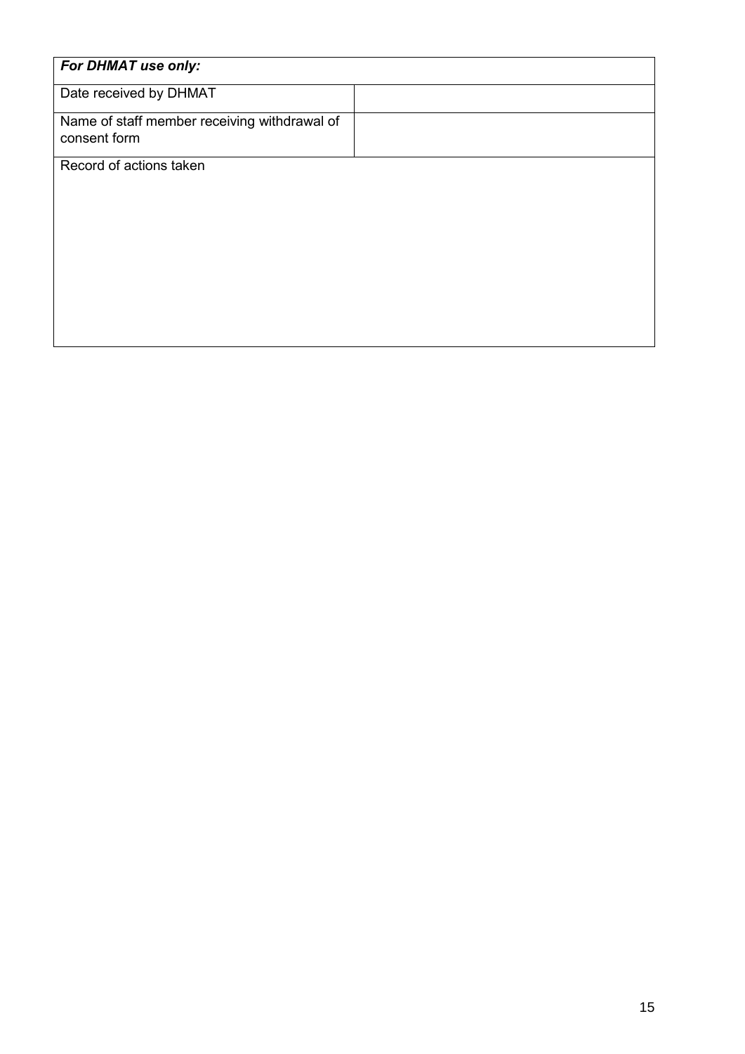| *For DHMAT use only:* | |
|---|---|
| Date received by DHMAT | |
| Name of staff member receiving withdrawal of consent form | |
| Record of actions taken | |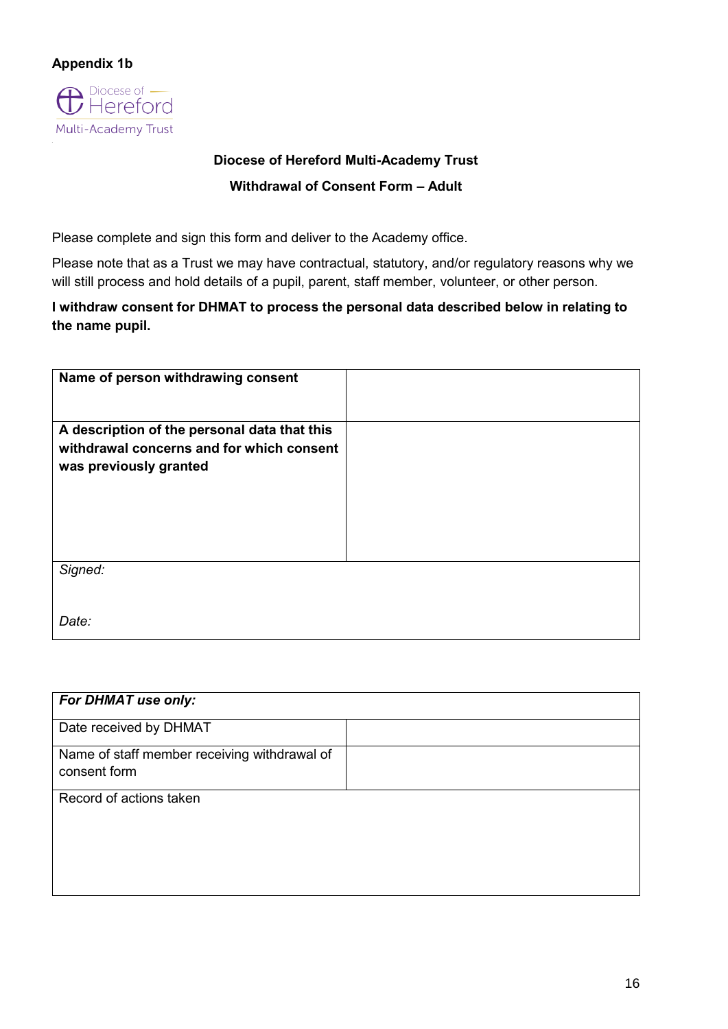**Appendix 1b**

Diocese of Hereford Multi-Academy Trust

## Diocese of Hereford Multi-Academy Trust

## Withdrawal of Consent Form – Adult

Please complete and sign this form and deliver to the Academy office.

Please note that as a Trust we may have contractual, statutory, and/or regulatory reasons why we will still process and hold details of a pupil, parent, staff member, volunteer, or other person.

**I withdraw consent for DHMAT to process the personal data described below in relating to the name pupil.**

| **Name of person withdrawing consent** | |
|---|---|
| **A description of the personal data that this withdrawal concerns and for which consent was previously granted** | |
| *Signed:* <br><br> *Date:* | |

| ***For DHMAT use only:*** | |
|---|---|
| Date received by DHMAT | |
| Name of staff member receiving withdrawal of consent form | |
| Record of actions taken | |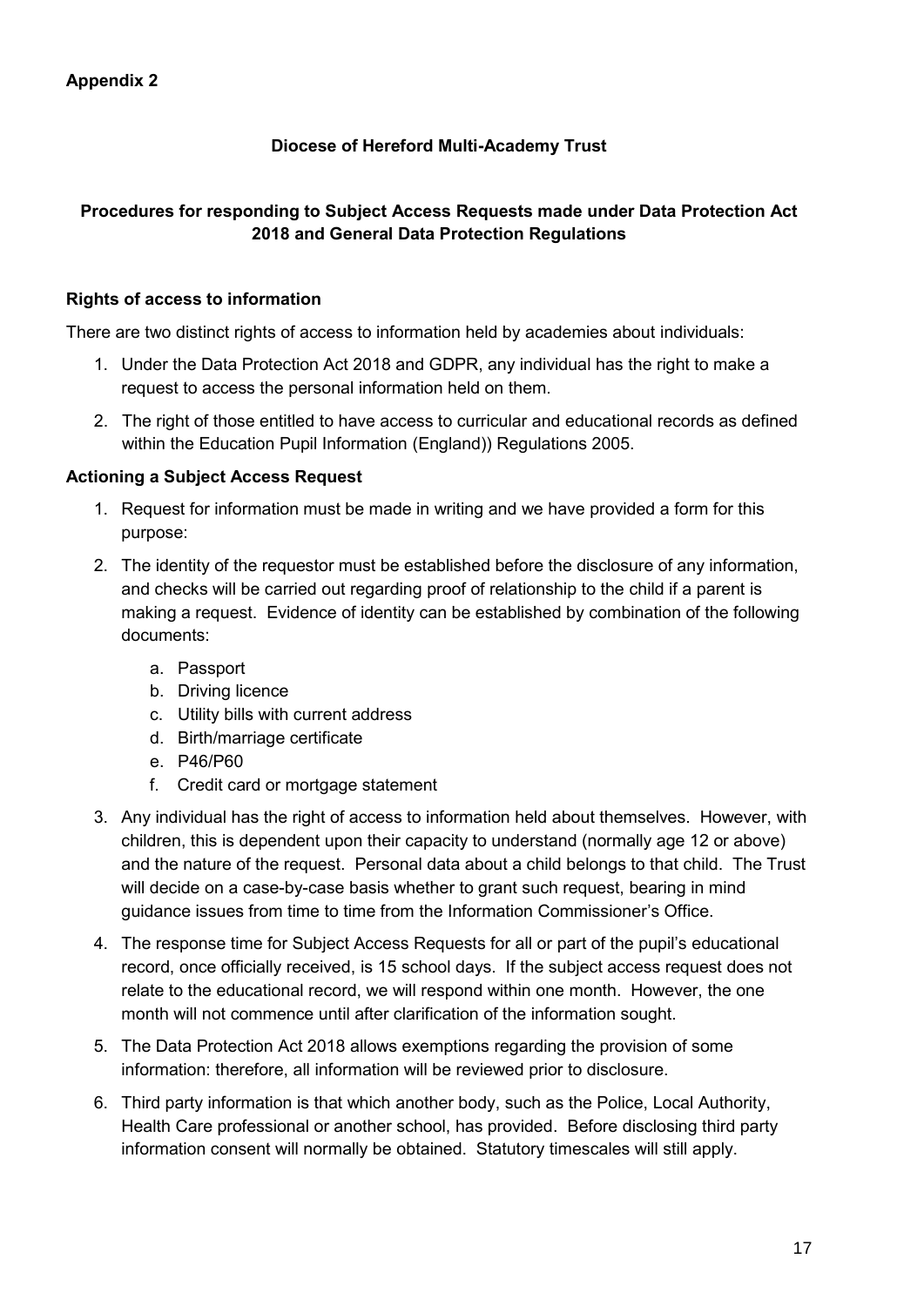**Appendix 2**

**Diocese of Hereford Multi-Academy Trust**

**Procedures for responding to Subject Access Requests made under Data Protection Act 2018 and General Data Protection Regulations**

**Rights of access to information**

There are two distinct rights of access to information held by academies about individuals:

1. Under the Data Protection Act 2018 and GDPR, any individual has the right to make a request to access the personal information held on them.
2. The right of those entitled to have access to curricular and educational records as defined within the Education Pupil Information (England)) Regulations 2005.

**Actioning a Subject Access Request**

1. Request for information must be made in writing and we have provided a form for this purpose:
2. The identity of the requestor must be established before the disclosure of any information, and checks will be carried out regarding proof of relationship to the child if a parent is making a request. Evidence of identity can be established by combination of the following documents:
   a. Passport
   b. Driving licence
   c. Utility bills with current address
   d. Birth/marriage certificate
   e. P46/P60
   f. Credit card or mortgage statement
3. Any individual has the right of access to information held about themselves. However, with children, this is dependent upon their capacity to understand (normally age 12 or above) and the nature of the request. Personal data about a child belongs to that child. The Trust will decide on a case-by-case basis whether to grant such request, bearing in mind guidance issues from time to time from the Information Commissioner's Office.
4. The response time for Subject Access Requests for all or part of the pupil's educational record, once officially received, is 15 school days. If the subject access request does not relate to the educational record, we will respond within one month. However, the one month will not commence until after clarification of the information sought.
5. The Data Protection Act 2018 allows exemptions regarding the provision of some information: therefore, all information will be reviewed prior to disclosure.
6. Third party information is that which another body, such as the Police, Local Authority, Health Care professional or another school, has provided. Before disclosing third party information consent will normally be obtained. Statutory timescales will still apply.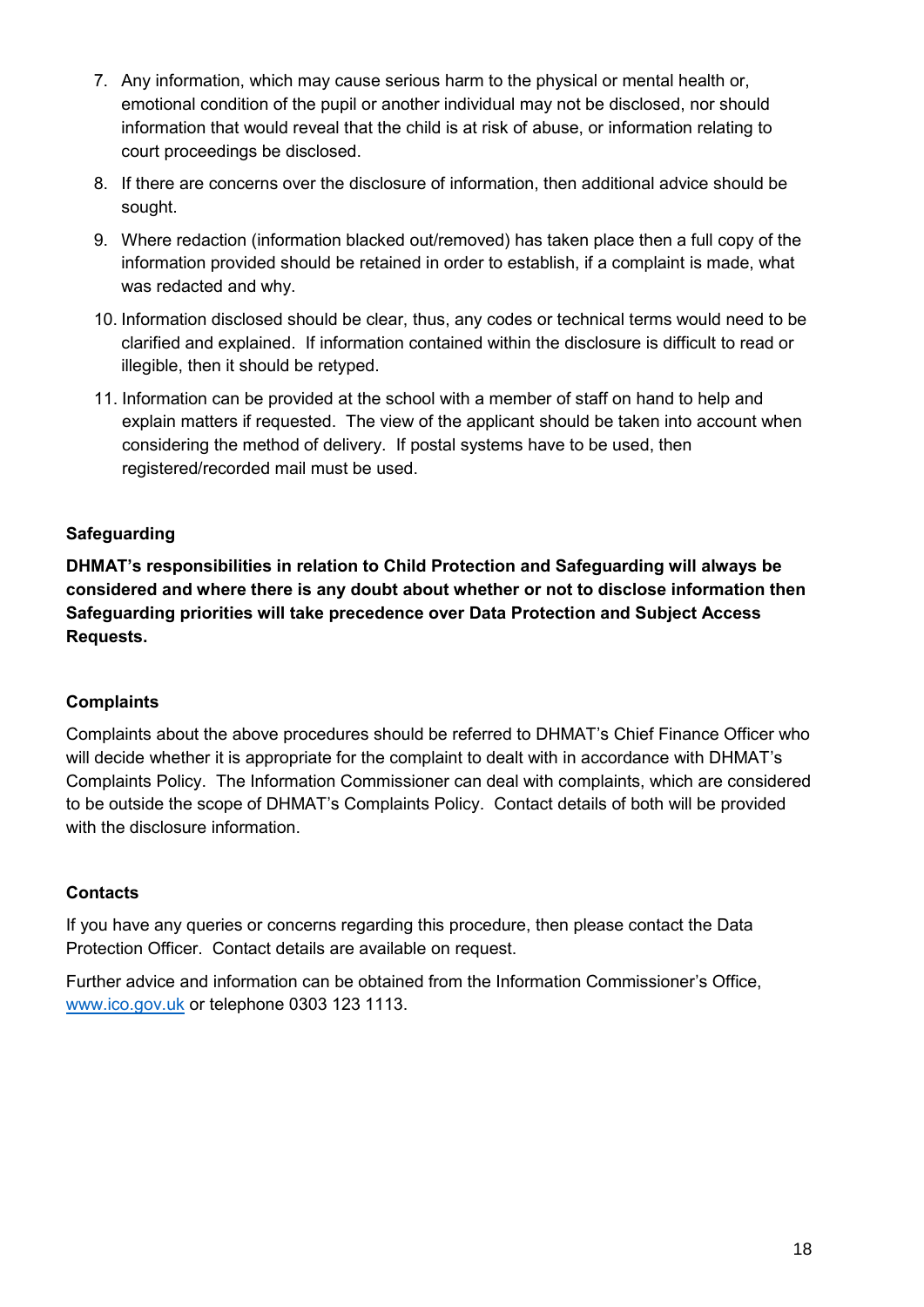7. Any information, which may cause serious harm to the physical or mental health or, emotional condition of the pupil or another individual may not be disclosed, nor should information that would reveal that the child is at risk of abuse, or information relating to court proceedings be disclosed.
8. If there are concerns over the disclosure of information, then additional advice should be sought.
9. Where redaction (information blacked out/removed) has taken place then a full copy of the information provided should be retained in order to establish, if a complaint is made, what was redacted and why.
10. Information disclosed should be clear, thus, any codes or technical terms would need to be clarified and explained. If information contained within the disclosure is difficult to read or illegible, then it should be retyped.
11. Information can be provided at the school with a member of staff on hand to help and explain matters if requested. The view of the applicant should be taken into account when considering the method of delivery. If postal systems have to be used, then registered/recorded mail must be used.

**Safeguarding**

**DHMAT's responsibilities in relation to Child Protection and Safeguarding will always be considered and where there is any doubt about whether or not to disclose information then Safeguarding priorities will take precedence over Data Protection and Subject Access Requests.**

**Complaints**

Complaints about the above procedures should be referred to DHMAT's Chief Finance Officer who will decide whether it is appropriate for the complaint to dealt with in accordance with DHMAT's Complaints Policy. The Information Commissioner can deal with complaints, which are considered to be outside the scope of DHMAT's Complaints Policy. Contact details of both will be provided with the disclosure information.

**Contacts**

If you have any queries or concerns regarding this procedure, then please contact the Data Protection Officer. Contact details are available on request.

Further advice and information can be obtained from the Information Commissioner's Office, www.ico.gov.uk or telephone 0303 123 1113.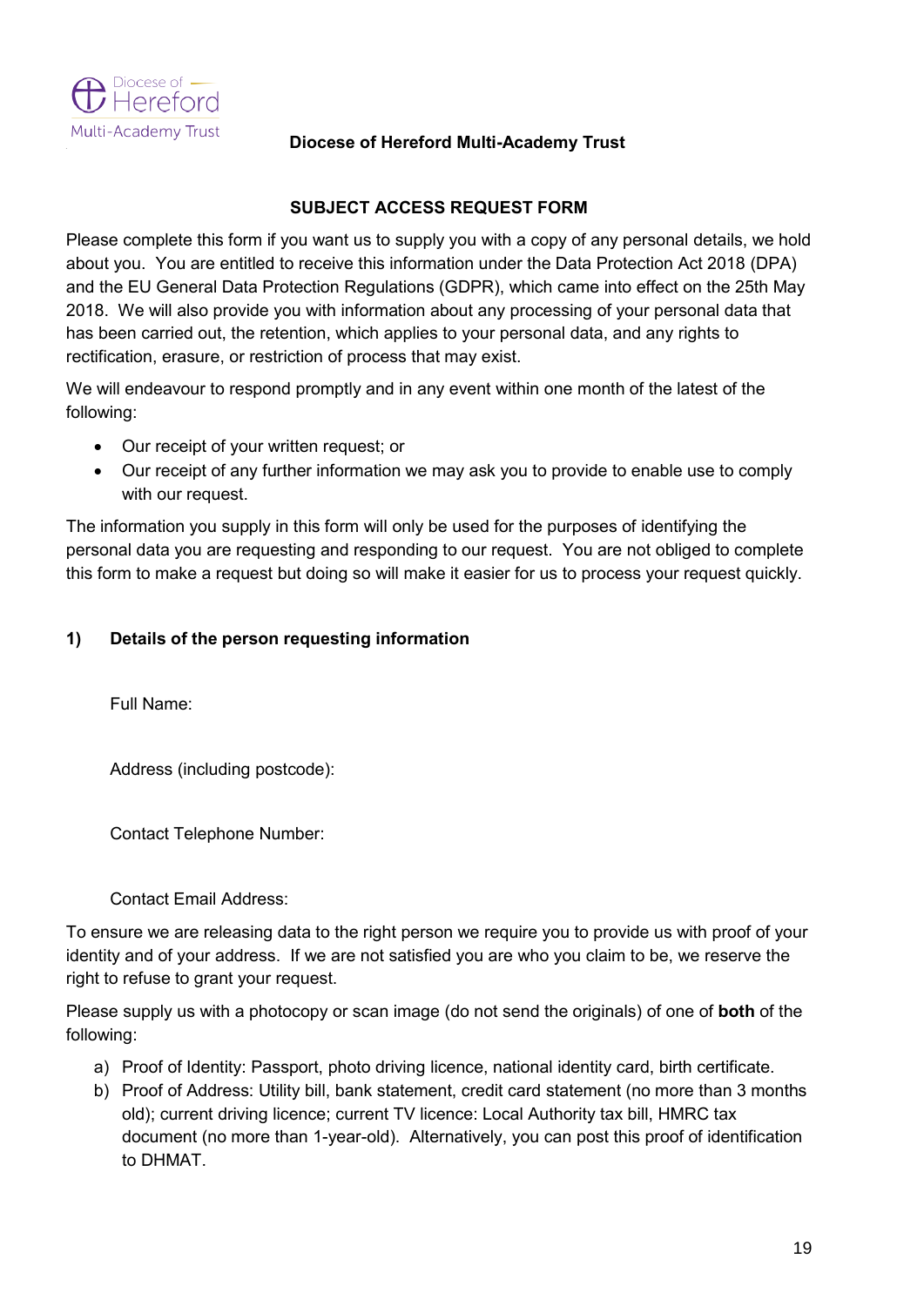**Diocese of Hereford Multi-Academy Trust**

## SUBJECT ACCESS REQUEST FORM

Please complete this form if you want us to supply you with a copy of any personal details, we hold about you. You are entitled to receive this information under the Data Protection Act 2018 (DPA) and the EU General Data Protection Regulations (GDPR), which came into effect on the 25th May 2018. We will also provide you with information about any processing of your personal data that has been carried out, the retention, which applies to your personal data, and any rights to rectification, erasure, or restriction of process that may exist.

We will endeavour to respond promptly and in any event within one month of the latest of the following:

- Our receipt of your written request; or
- Our receipt of any further information we may ask you to provide to enable use to comply with our request.

The information you supply in this form will only be used for the purposes of identifying the personal data you are requesting and responding to our request. You are not obliged to complete this form to make a request but doing so will make it easier for us to process your request quickly.

### 1) Details of the person requesting information

Full Name:

Address (including postcode):

Contact Telephone Number:

Contact Email Address:

To ensure we are releasing data to the right person we require you to provide us with proof of your identity and of your address. If we are not satisfied you are who you claim to be, we reserve the right to refuse to grant your request.

Please supply us with a photocopy or scan image (do not send the originals) of one of **both** of the following:

a) Proof of Identity: Passport, photo driving licence, national identity card, birth certificate.
b) Proof of Address: Utility bill, bank statement, credit card statement (no more than 3 months old); current driving licence; current TV licence: Local Authority tax bill, HMRC tax document (no more than 1-year-old). Alternatively, you can post this proof of identification to DHMAT.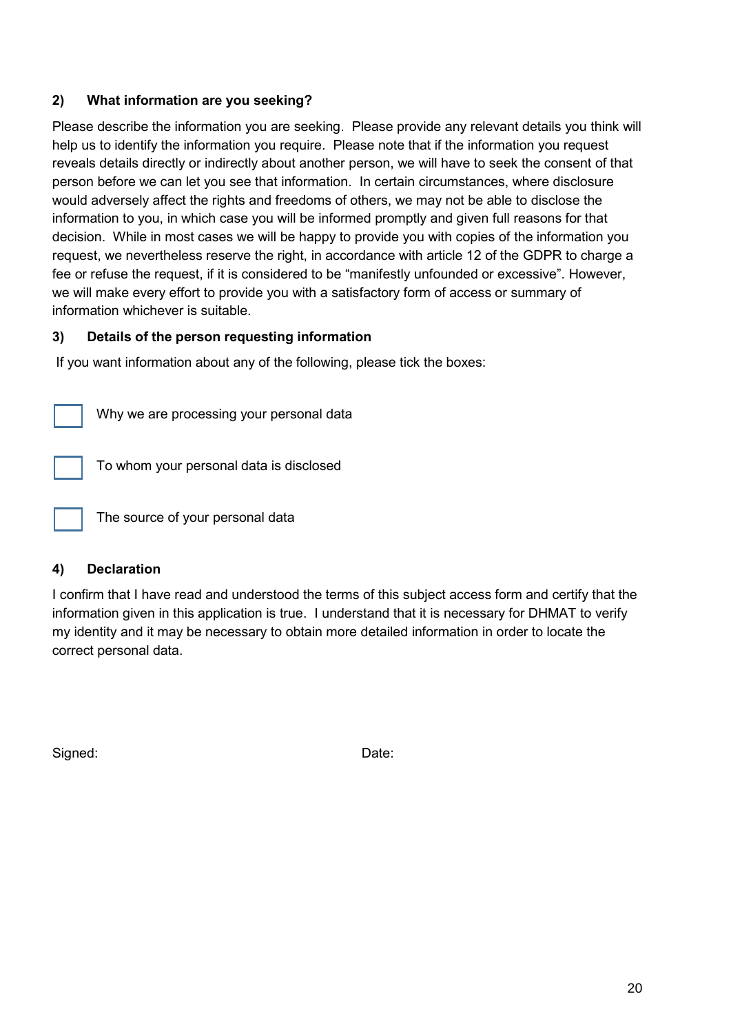### 2) What information are you seeking?

Please describe the information you are seeking. Please provide any relevant details you think will help us to identify the information you require. Please note that if the information you request reveals details directly or indirectly about another person, we will have to seek the consent of that person before we can let you see that information. In certain circumstances, where disclosure would adversely affect the rights and freedoms of others, we may not be able to disclose the information to you, in which case you will be informed promptly and given full reasons for that decision. While in most cases we will be happy to provide you with copies of the information you request, we nevertheless reserve the right, in accordance with article 12 of the GDPR to charge a fee or refuse the request, if it is considered to be "manifestly unfounded or excessive". However, we will make every effort to provide you with a satisfactory form of access or summary of information whichever is suitable.

### 3) Details of the person requesting information

If you want information about any of the following, please tick the boxes:

- ☐ Why we are processing your personal data
- ☐ To whom your personal data is disclosed
- ☐ The source of your personal data

### 4) Declaration

I confirm that I have read and understood the terms of this subject access form and certify that the information given in this application is true. I understand that it is necessary for DHMAT to verify my identity and it may be necessary to obtain more detailed information in order to locate the correct personal data.

Signed: Date: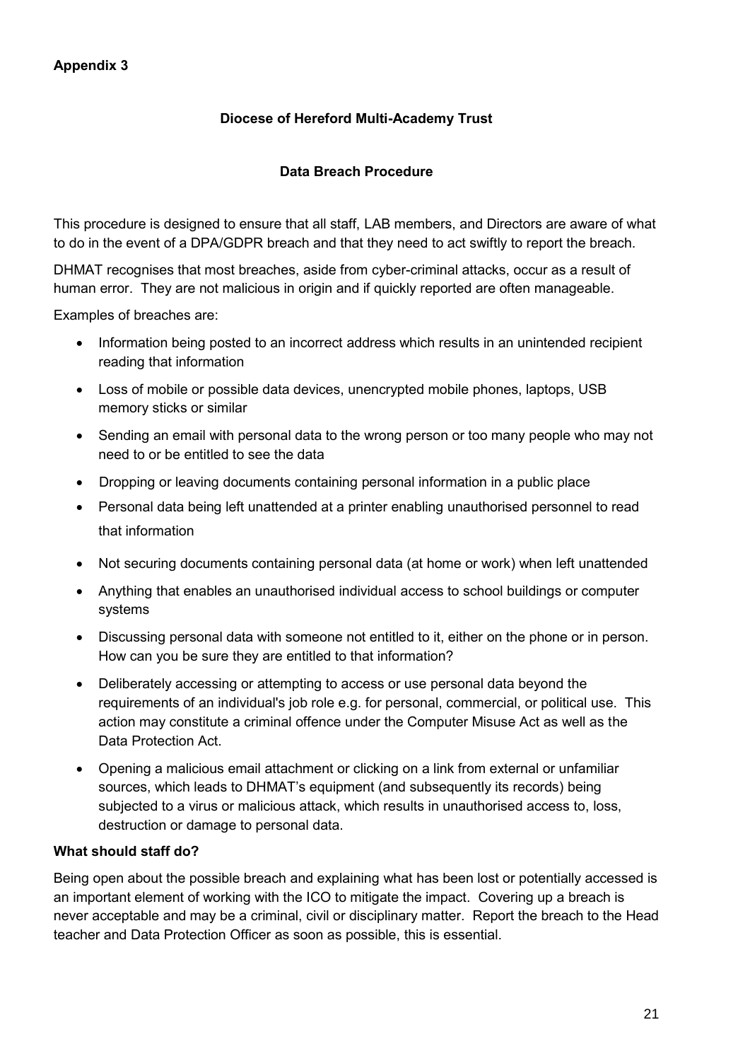**Appendix 3**

**Diocese of Hereford Multi-Academy Trust**

**Data Breach Procedure**

This procedure is designed to ensure that all staff, LAB members, and Directors are aware of what to do in the event of a DPA/GDPR breach and that they need to act swiftly to report the breach.

DHMAT recognises that most breaches, aside from cyber-criminal attacks, occur as a result of human error. They are not malicious in origin and if quickly reported are often manageable.

Examples of breaches are:

- Information being posted to an incorrect address which results in an unintended recipient reading that information
- Loss of mobile or possible data devices, unencrypted mobile phones, laptops, USB memory sticks or similar
- Sending an email with personal data to the wrong person or too many people who may not need to or be entitled to see the data
- Dropping or leaving documents containing personal information in a public place
- Personal data being left unattended at a printer enabling unauthorised personnel to read that information
- Not securing documents containing personal data (at home or work) when left unattended
- Anything that enables an unauthorised individual access to school buildings or computer systems
- Discussing personal data with someone not entitled to it, either on the phone or in person. How can you be sure they are entitled to that information?
- Deliberately accessing or attempting to access or use personal data beyond the requirements of an individual's job role e.g. for personal, commercial, or political use. This action may constitute a criminal offence under the Computer Misuse Act as well as the Data Protection Act.
- Opening a malicious email attachment or clicking on a link from external or unfamiliar sources, which leads to DHMAT's equipment (and subsequently its records) being subjected to a virus or malicious attack, which results in unauthorised access to, loss, destruction or damage to personal data.

**What should staff do?**

Being open about the possible breach and explaining what has been lost or potentially accessed is an important element of working with the ICO to mitigate the impact. Covering up a breach is never acceptable and may be a criminal, civil or disciplinary matter. Report the breach to the Head teacher and Data Protection Officer as soon as possible, this is essential.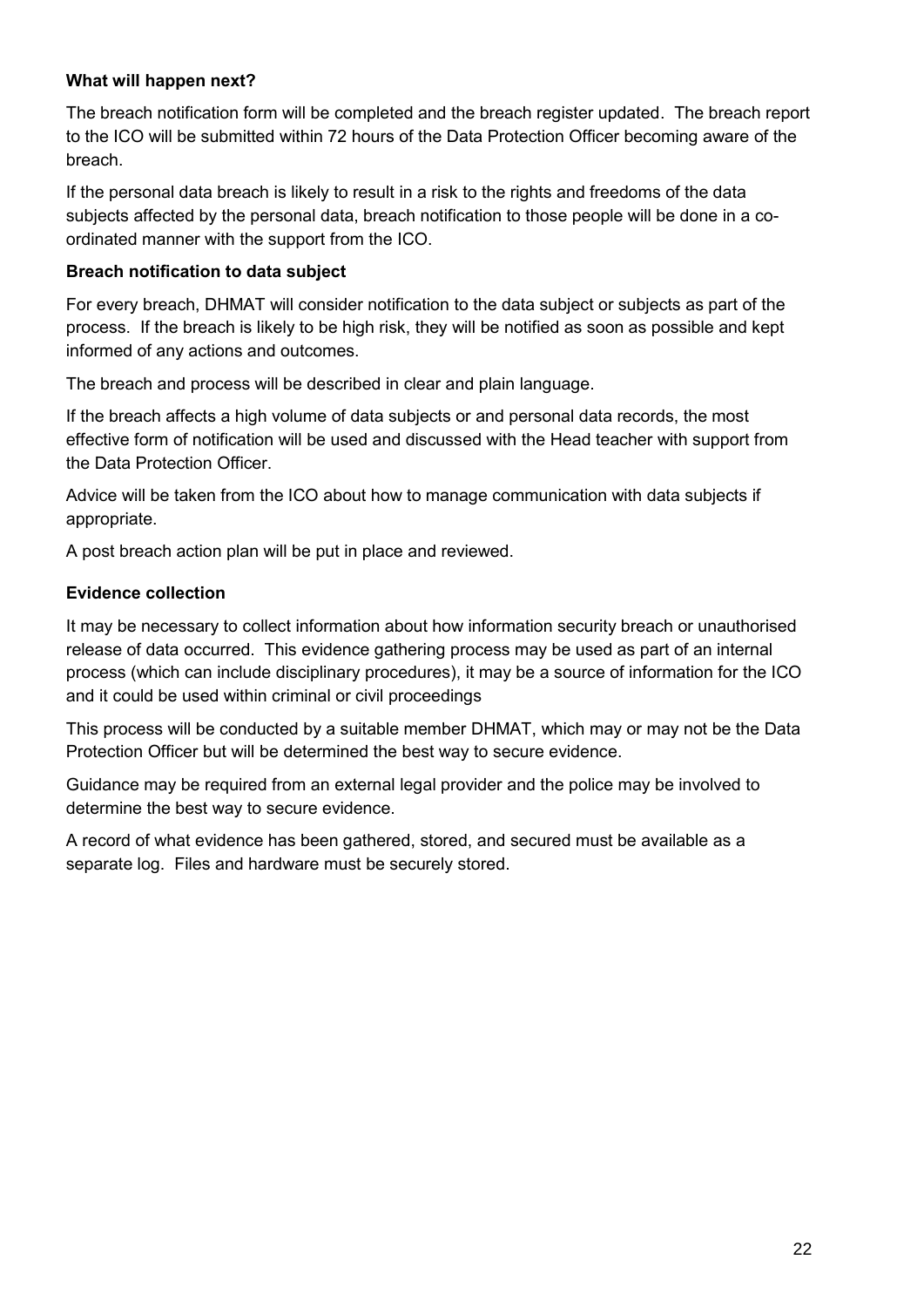**What will happen next?**

The breach notification form will be completed and the breach register updated. The breach report to the ICO will be submitted within 72 hours of the Data Protection Officer becoming aware of the breach.

If the personal data breach is likely to result in a risk to the rights and freedoms of the data subjects affected by the personal data, breach notification to those people will be done in a co-ordinated manner with the support from the ICO.

**Breach notification to data subject**

For every breach, DHMAT will consider notification to the data subject or subjects as part of the process. If the breach is likely to be high risk, they will be notified as soon as possible and kept informed of any actions and outcomes.

The breach and process will be described in clear and plain language.

If the breach affects a high volume of data subjects or and personal data records, the most effective form of notification will be used and discussed with the Head teacher with support from the Data Protection Officer.

Advice will be taken from the ICO about how to manage communication with data subjects if appropriate.

A post breach action plan will be put in place and reviewed.

**Evidence collection**

It may be necessary to collect information about how information security breach or unauthorised release of data occurred. This evidence gathering process may be used as part of an internal process (which can include disciplinary procedures), it may be a source of information for the ICO and it could be used within criminal or civil proceedings

This process will be conducted by a suitable member DHMAT, which may or may not be the Data Protection Officer but will be determined the best way to secure evidence.

Guidance may be required from an external legal provider and the police may be involved to determine the best way to secure evidence.

A record of what evidence has been gathered, stored, and secured must be available as a separate log. Files and hardware must be securely stored.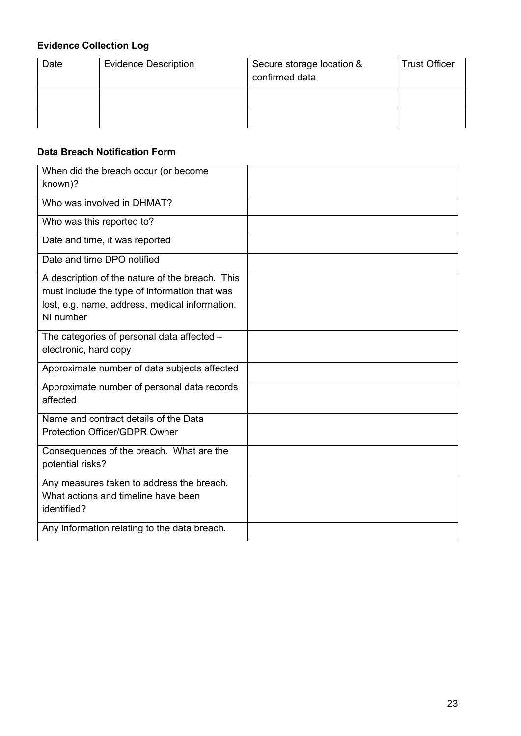**Evidence Collection Log**

| Date | Evidence Description | Secure storage location & confirmed data | Trust Officer |
|---|---|---|---|
| | | | |
| | | | |

**Data Breach Notification Form**

| | |
|---|---|
| When did the breach occur (or become known)? | |
| Who was involved in DHMAT? | |
| Who was this reported to? | |
| Date and time, it was reported | |
| Date and time DPO notified | |
| A description of the nature of the breach. This must include the type of information that was lost, e.g. name, address, medical information, NI number | |
| The categories of personal data affected – electronic, hard copy | |
| Approximate number of data subjects affected | |
| Approximate number of personal data records affected | |
| Name and contract details of the Data Protection Officer/GDPR Owner | |
| Consequences of the breach. What are the potential risks? | |
| Any measures taken to address the breach. What actions and timeline have been identified? | |
| Any information relating to the data breach. | |